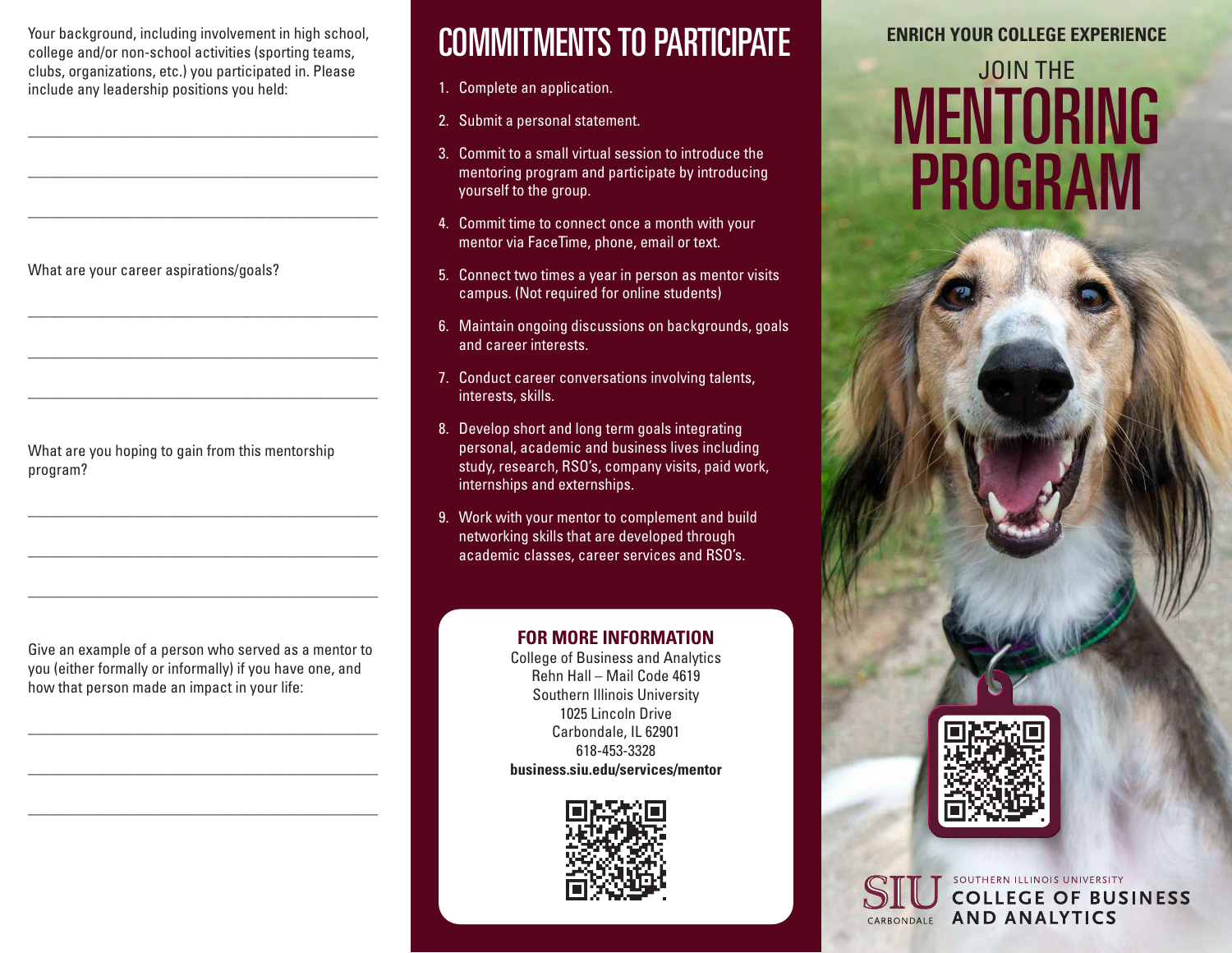Your background, including involvement in high school, college and/or non-school activities (sporting teams, clubs, organizations, etc.) you participated in. Please include any leadership positions you held:

\_\_\_\_\_\_\_\_\_\_\_\_\_\_\_\_\_\_\_\_\_\_\_\_\_\_\_\_\_\_\_\_\_\_\_\_\_\_\_\_

\_\_\_\_\_\_\_\_\_\_\_\_\_\_\_\_\_\_\_\_\_\_\_\_\_\_\_\_\_\_\_\_\_\_\_\_\_\_\_\_

\_\_\_\_\_\_\_\_\_\_\_\_\_\_\_\_\_\_\_\_\_\_\_\_\_\_\_\_\_\_\_\_\_\_\_\_\_\_\_\_

What are your career aspirations/goals?

\_\_\_\_\_\_\_\_\_\_\_\_\_\_\_\_\_\_\_\_\_\_\_\_\_\_\_\_\_\_\_\_\_\_\_\_\_\_\_\_

\_\_\_\_\_\_\_\_\_\_\_\_\_\_\_\_\_\_\_\_\_\_\_\_\_\_\_\_\_\_\_\_\_\_\_\_\_\_\_\_

\_\_\_\_\_\_\_\_\_\_\_\_\_\_\_\_\_\_\_\_\_\_\_\_\_\_\_\_\_\_\_\_\_\_\_\_\_\_\_\_

What are you hoping to gain from this mentorship program?

\_\_\_\_\_\_\_\_\_\_\_\_\_\_\_\_\_\_\_\_\_\_\_\_\_\_\_\_\_\_\_\_\_\_\_\_\_\_\_\_

\_\_\_\_\_\_\_\_\_\_\_\_\_\_\_\_\_\_\_\_\_\_\_\_\_\_\_\_\_\_\_\_\_\_\_\_\_\_\_\_

\_\_\_\_\_\_\_\_\_\_\_\_\_\_\_\_\_\_\_\_\_\_\_\_\_\_\_\_\_\_\_\_\_\_\_\_\_\_\_\_

Give an example of a person who served as a mentor to you (either formally or informally) if you have one, and how that person made an impact in your life:

\_\_\_\_\_\_\_\_\_\_\_\_\_\_\_\_\_\_\_\_\_\_\_\_\_\_\_\_\_\_\_\_\_\_\_\_\_\_\_\_

\_\_\_\_\_\_\_\_\_\_\_\_\_\_\_\_\_\_\_\_\_\_\_\_\_\_\_\_\_\_\_\_\_\_\_\_\_\_\_\_

\_\_\_\_\_\_\_\_\_\_\_\_\_\_\_\_\_\_\_\_\_\_\_\_\_\_\_\_\_\_\_\_\_\_\_\_\_\_\_\_

# COMMITMENTS TO PARTICIPATE

1. Complete an application.
2. Submit a personal statement.
3. Commit to a small virtual session to introduce the mentoring program and participate by introducing yourself to the group.
4. Commit time to connect once a month with your mentor via FaceTime, phone, email or text.
5. Connect two times a year in person as mentor visits campus. (Not required for online students)
6. Maintain ongoing discussions on backgrounds, goals and career interests.
7. Conduct career conversations involving talents, interests, skills.
8. Develop short and long term goals integrating personal, academic and business lives including study, research, RSO's, company visits, paid work, internships and externships.
9. Work with your mentor to complement and build networking skills that are developed through academic classes, career services and RSO's.

## FOR MORE INFORMATION

College of Business and Analytics
Rehn Hall – Mail Code 4619
Southern Illinois University
1025 Lincoln Drive
Carbondale, IL 62901
618-453-3328
**business.siu.edu/services/mentor**

**ENRICH YOUR COLLEGE EXPERIENCE**

# JOIN THE MENTORING PROGRAM

SIU CARBONDALE
SOUTHERN ILLINOIS UNIVERSITY
COLLEGE OF BUSINESS AND ANALYTICS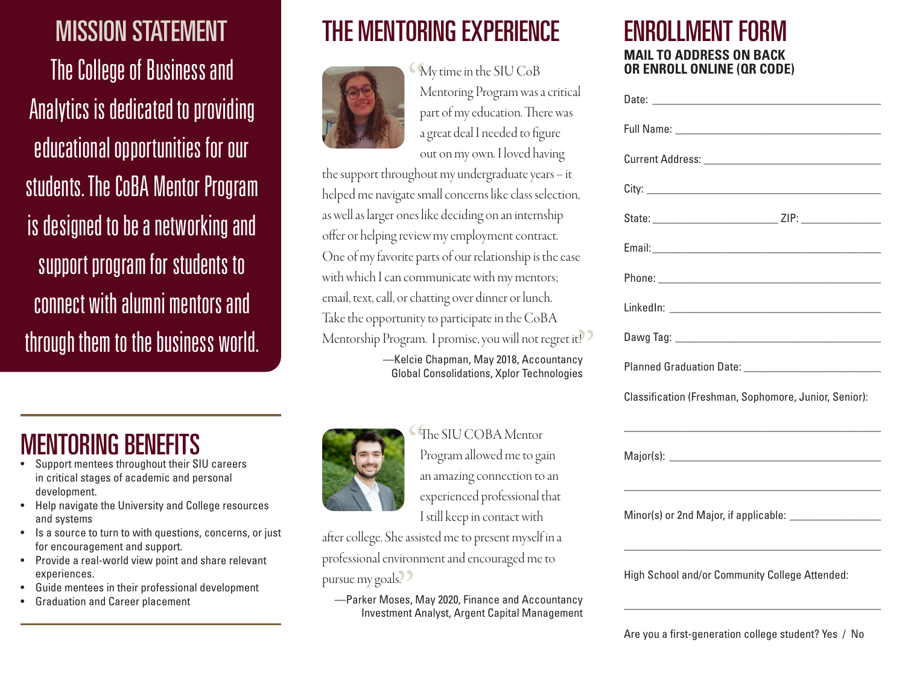## MISSION STATEMENT

The College of Business and Analytics is dedicated to providing educational opportunities for our students. The CoBA Mentor Program is designed to be a networking and support program for students to connect with alumni mentors and through them to the business world.

## MENTORING BENEFITS

- Support mentees throughout their SIU careers in critical stages of academic and personal development.
- Help navigate the University and College resources and systems
- Is a source to turn to with questions, concerns, or just for encouragement and support.
- Provide a real-world view point and share relevant experiences.
- Guide mentees in their professional development
- Graduation and Career placement

## THE MENTORING EXPERIENCE

"My time in the SIU CoB Mentoring Program was a critical part of my education. There was a great deal I needed to figure out on my own. I loved having the support throughout my undergraduate years – it helped me navigate small concerns like class selection, as well as larger ones like deciding on an internship offer or helping review my employment contract. One of my favorite parts of our relationship is the ease with which I can communicate with my mentors; email, text, call, or chatting over dinner or lunch. Take the opportunity to participate in the CoBA Mentorship Program. I promise, you will not regret it!"

—Kelcie Chapman, May 2018, Accountancy
Global Consolidations, Xplor Technologies

"The SIU COBA Mentor Program allowed me to gain an amazing connection to an experienced professional that I still keep in contact with after college. She assisted me to present myself in a professional environment and encouraged me to pursue my goals."

—Parker Moses, May 2020, Finance and Accountancy
Investment Analyst, Argent Capital Management

## ENROLLMENT FORM

**MAIL TO ADDRESS ON BACK OR ENROLL ONLINE (QR CODE)**

Date: ______________________________

Full Name: ______________________________

Current Address: ______________________________

City: ______________________________

State: ____________________ ZIP: ______________

Email: ______________________________

Phone: ______________________________

LinkedIn: ______________________________

Dawg Tag: ______________________________

Planned Graduation Date: ______________________________

Classification (Freshman, Sophomore, Junior, Senior):

______________________________

Major(s): ______________________________

______________________________

Minor(s) or 2nd Major, if applicable: ______________

______________________________

High School and/or Community College Attended:

______________________________

Are you a first-generation college student? Yes / No